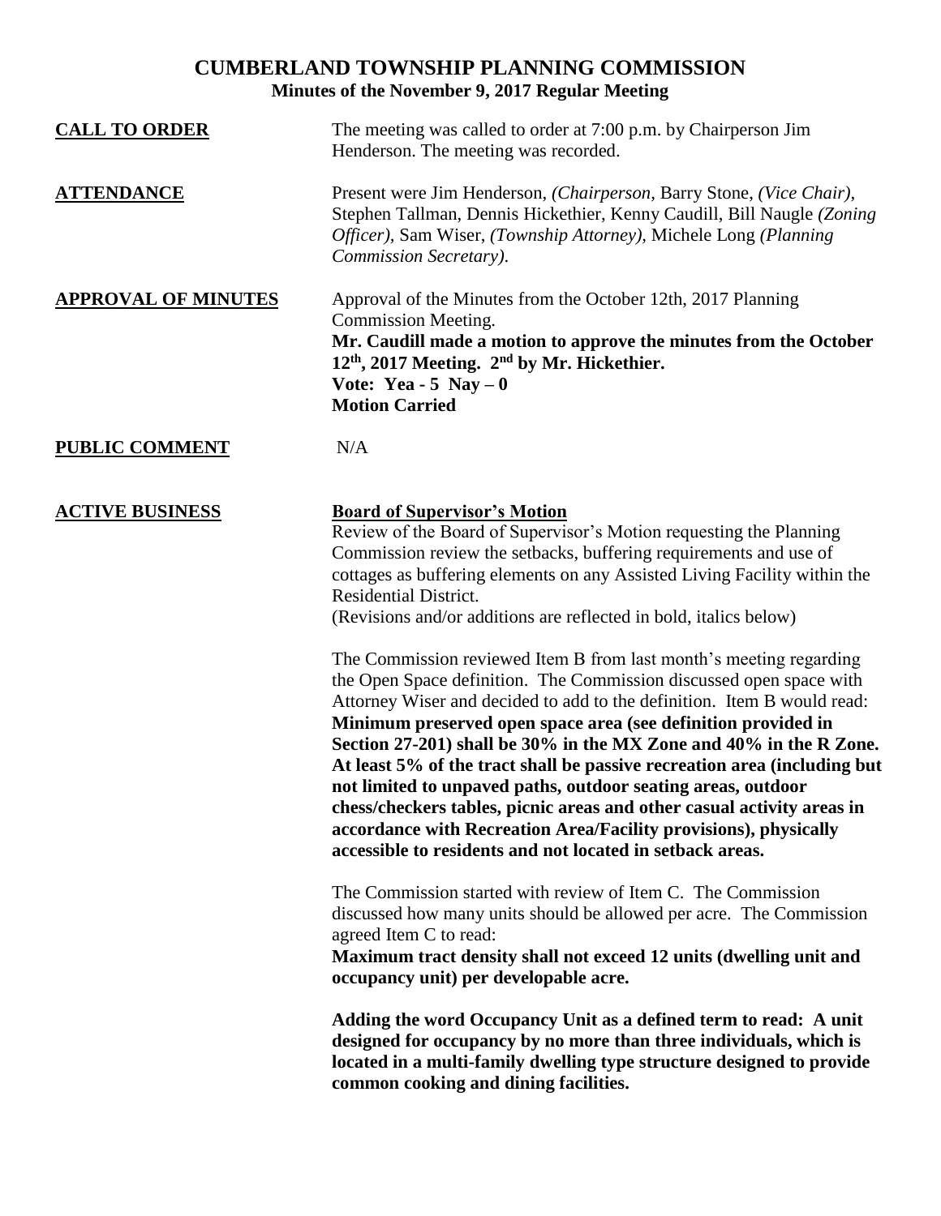# CUMBERLAND TOWNSHIP PLANNING COMMISSION

**Minutes of the November 9, 2017 Regular Meeting**

**CALL TO ORDER**

The meeting was called to order at 7:00 p.m. by Chairperson Jim Henderson. The meeting was recorded.

**ATTENDANCE**

Present were Jim Henderson, *(Chairperson,* Barry Stone, *(Vice Chair),* Stephen Tallman, Dennis Hickethier, Kenny Caudill, Bill Naugle *(Zoning Officer),* Sam Wiser, *(Township Attorney),* Michele Long *(Planning Commission Secretary).*

**APPROVAL OF MINUTES**

Approval of the Minutes from the October 12th, 2017 Planning Commission Meeting.

**Mr. Caudill made a motion to approve the minutes from the October 12th, 2017 Meeting. 2nd by Mr. Hickethier.**
**Vote: Yea - 5 Nay – 0**
**Motion Carried**

**PUBLIC COMMENT**

N/A

**ACTIVE BUSINESS**

**Board of Supervisor's Motion**

Review of the Board of Supervisor's Motion requesting the Planning Commission review the setbacks, buffering requirements and use of cottages as buffering elements on any Assisted Living Facility within the Residential District.
(Revisions and/or additions are reflected in bold, italics below)

The Commission reviewed Item B from last month's meeting regarding the Open Space definition. The Commission discussed open space with Attorney Wiser and decided to add to the definition. Item B would read:
**Minimum preserved open space area (see definition provided in Section 27-201) shall be 30% in the MX Zone and 40% in the R Zone. At least 5% of the tract shall be passive recreation area (including but not limited to unpaved paths, outdoor seating areas, outdoor chess/checkers tables, picnic areas and other casual activity areas in accordance with Recreation Area/Facility provisions), physically accessible to residents and not located in setback areas.**

The Commission started with review of Item C. The Commission discussed how many units should be allowed per acre. The Commission agreed Item C to read:
**Maximum tract density shall not exceed 12 units (dwelling unit and occupancy unit) per developable acre.**

**Adding the word Occupancy Unit as a defined term to read: A unit designed for occupancy by no more than three individuals, which is located in a multi-family dwelling type structure designed to provide common cooking and dining facilities.**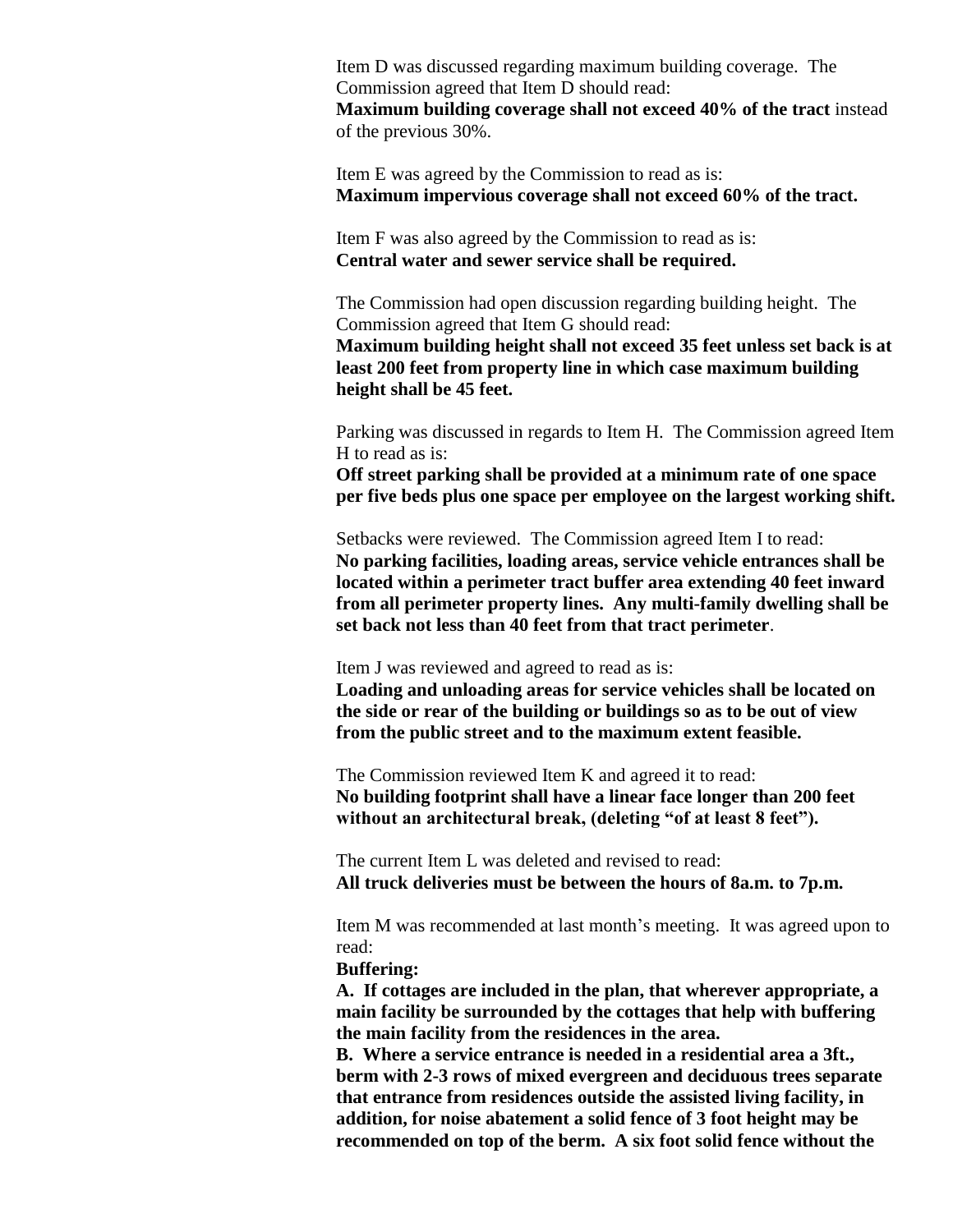Item D was discussed regarding maximum building coverage. The Commission agreed that Item D should read:
**Maximum building coverage shall not exceed 40% of the tract** instead of the previous 30%.

Item E was agreed by the Commission to read as is:
**Maximum impervious coverage shall not exceed 60% of the tract.**

Item F was also agreed by the Commission to read as is:
**Central water and sewer service shall be required.**

The Commission had open discussion regarding building height. The Commission agreed that Item G should read:
**Maximum building height shall not exceed 35 feet unless set back is at least 200 feet from property line in which case maximum building height shall be 45 feet.**

Parking was discussed in regards to Item H. The Commission agreed Item H to read as is:
**Off street parking shall be provided at a minimum rate of one space per five beds plus one space per employee on the largest working shift.**

Setbacks were reviewed. The Commission agreed Item I to read:
**No parking facilities, loading areas, service vehicle entrances shall be located within a perimeter tract buffer area extending 40 feet inward from all perimeter property lines. Any multi-family dwelling shall be set back not less than 40 feet from that tract perimeter**.

Item J was reviewed and agreed to read as is:
**Loading and unloading areas for service vehicles shall be located on the side or rear of the building or buildings so as to be out of view from the public street and to the maximum extent feasible.**

The Commission reviewed Item K and agreed it to read:
**No building footprint shall have a linear face longer than 200 feet without an architectural break, (deleting "of at least 8 feet").**

The current Item L was deleted and revised to read:
**All truck deliveries must be between the hours of 8a.m. to 7p.m.**

Item M was recommended at last month's meeting. It was agreed upon to read:
**Buffering:**
**A. If cottages are included in the plan, that wherever appropriate, a main facility be surrounded by the cottages that help with buffering the main facility from the residences in the area.**
**B. Where a service entrance is needed in a residential area a 3ft., berm with 2-3 rows of mixed evergreen and deciduous trees separate that entrance from residences outside the assisted living facility, in addition, for noise abatement a solid fence of 3 foot height may be recommended on top of the berm. A six foot solid fence without the**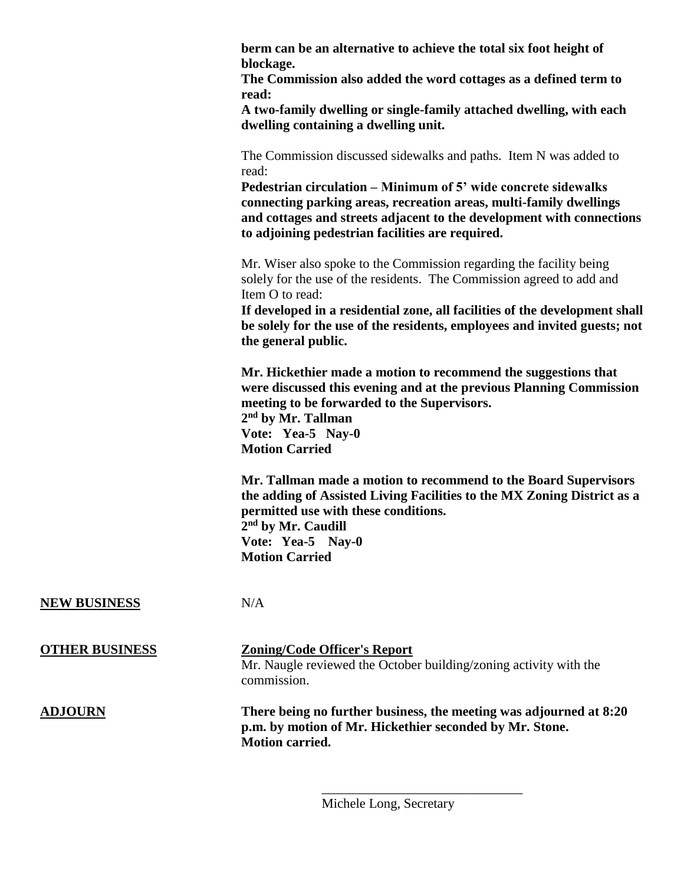**berm can be an alternative to achieve the total six foot height of blockage.**
**The Commission also added the word cottages as a defined term to read:**
**A two-family dwelling or single-family attached dwelling, with each dwelling containing a dwelling unit.**

The Commission discussed sidewalks and paths. Item N was added to read:
**Pedestrian circulation – Minimum of 5' wide concrete sidewalks connecting parking areas, recreation areas, multi-family dwellings and cottages and streets adjacent to the development with connections to adjoining pedestrian facilities are required.**

Mr. Wiser also spoke to the Commission regarding the facility being solely for the use of the residents. The Commission agreed to add and Item O to read:
**If developed in a residential zone, all facilities of the development shall be solely for the use of the residents, employees and invited guests; not the general public.**

**Mr. Hickethier made a motion to recommend the suggestions that were discussed this evening and at the previous Planning Commission meeting to be forwarded to the Supervisors.**
**2nd by Mr. Tallman**
**Vote: Yea-5 Nay-0**
**Motion Carried**

**Mr. Tallman made a motion to recommend to the Board Supervisors the adding of Assisted Living Facilities to the MX Zoning District as a permitted use with these conditions.**
**2nd by Mr. Caudill**
**Vote: Yea-5 Nay-0**
**Motion Carried**

**NEW BUSINESS**

N/A

**OTHER BUSINESS**

**Zoning/Code Officer's Report**
Mr. Naugle reviewed the October building/zoning activity with the commission.

**ADJOURN**

**There being no further business, the meeting was adjourned at 8:20 p.m. by motion of Mr. Hickethier seconded by Mr. Stone.**
**Motion carried.**

\_\_\_\_\_\_\_\_\_\_\_\_\_\_\_\_\_\_\_\_\_\_\_\_\_\_\_\_\_\_
Michele Long, Secretary